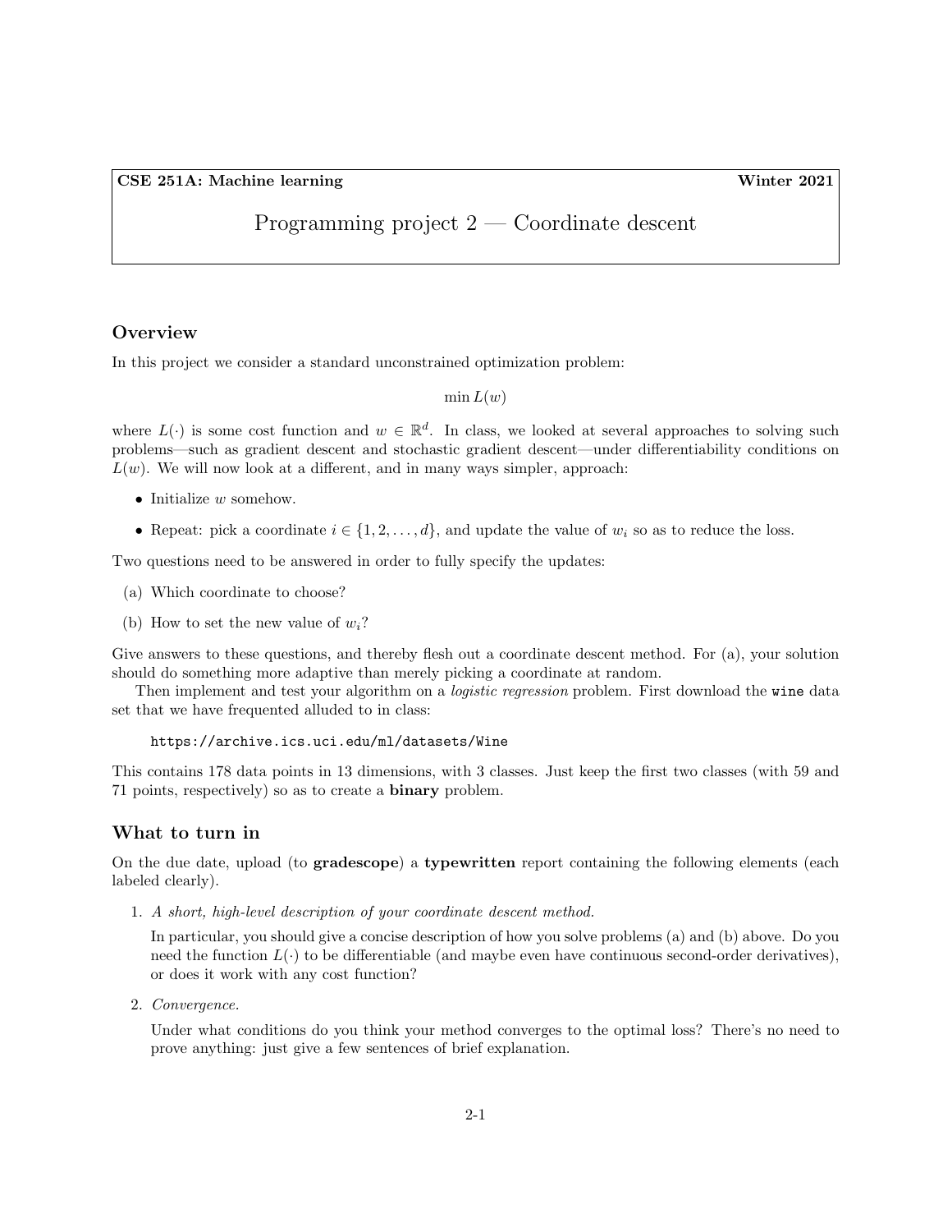**CSE 251A: Machine learning** **Winter 2021**

# Programming project 2 — Coordinate descent

## Overview

In this project we consider a standard unconstrained optimization problem:

$$\min L(w)$$

where $L(\cdot)$ is some cost function and $w \in \mathbb{R}^d$. In class, we looked at several approaches to solving such problems—such as gradient descent and stochastic gradient descent—under differentiability conditions on $L(w)$. We will now look at a different, and in many ways simpler, approach:

- Initialize $w$ somehow.
- Repeat: pick a coordinate $i \in \{1, 2, \ldots, d\}$, and update the value of $w_i$ so as to reduce the loss.

Two questions need to be answered in order to fully specify the updates:

(a) Which coordinate to choose?

(b) How to set the new value of $w_i$?

Give answers to these questions, and thereby flesh out a coordinate descent method. For (a), your solution should do something more adaptive than merely picking a coordinate at random.

Then implement and test your algorithm on a *logistic regression* problem. First download the `wine` data set that we have frequented alluded to in class:

```
https://archive.ics.uci.edu/ml/datasets/Wine
```

This contains 178 data points in 13 dimensions, with 3 classes. Just keep the first two classes (with 59 and 71 points, respectively) so as to create a **binary** problem.

## What to turn in

On the due date, upload (to **gradescope**) a **typewritten** report containing the following elements (each labeled clearly).

1. *A short, high-level description of your coordinate descent method.*

   In particular, you should give a concise description of how you solve problems (a) and (b) above. Do you need the function $L(\cdot)$ to be differentiable (and maybe even have continuous second-order derivatives), or does it work with any cost function?

2. *Convergence.*

   Under what conditions do you think your method converges to the optimal loss? There's no need to prove anything: just give a few sentences of brief explanation.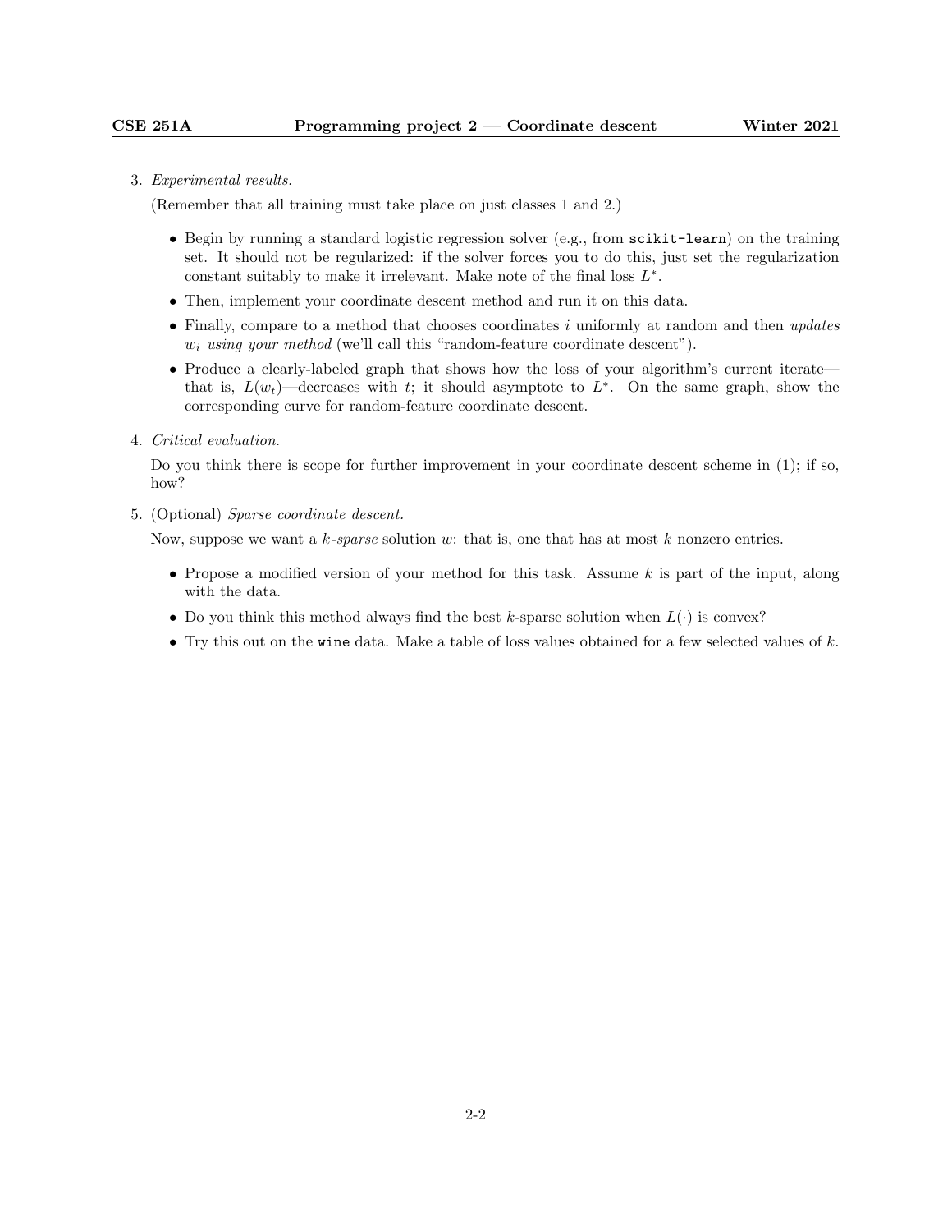3. *Experimental results.*

   (Remember that all training must take place on just classes 1 and 2.)

   - Begin by running a standard logistic regression solver (e.g., from `scikit-learn`) on the training set. It should not be regularized: if the solver forces you to do this, just set the regularization constant suitably to make it irrelevant. Make note of the final loss $L^*$.
   - Then, implement your coordinate descent method and run it on this data.
   - Finally, compare to a method that chooses coordinates $i$ uniformly at random and then *updates* $w_i$ *using your method* (we'll call this "random-feature coordinate descent").
   - Produce a clearly-labeled graph that shows how the loss of your algorithm's current iterate—that is, $L(w_t)$—decreases with $t$; it should asymptote to $L^*$. On the same graph, show the corresponding curve for random-feature coordinate descent.

4. *Critical evaluation.*

   Do you think there is scope for further improvement in your coordinate descent scheme in (1); if so, how?

5. (Optional) *Sparse coordinate descent.*

   Now, suppose we want a $k$*-sparse* solution $w$: that is, one that has at most $k$ nonzero entries.

   - Propose a modified version of your method for this task. Assume $k$ is part of the input, along with the data.
   - Do you think this method always find the best $k$-sparse solution when $L(\cdot)$ is convex?
   - Try this out on the `wine` data. Make a table of loss values obtained for a few selected values of $k$.